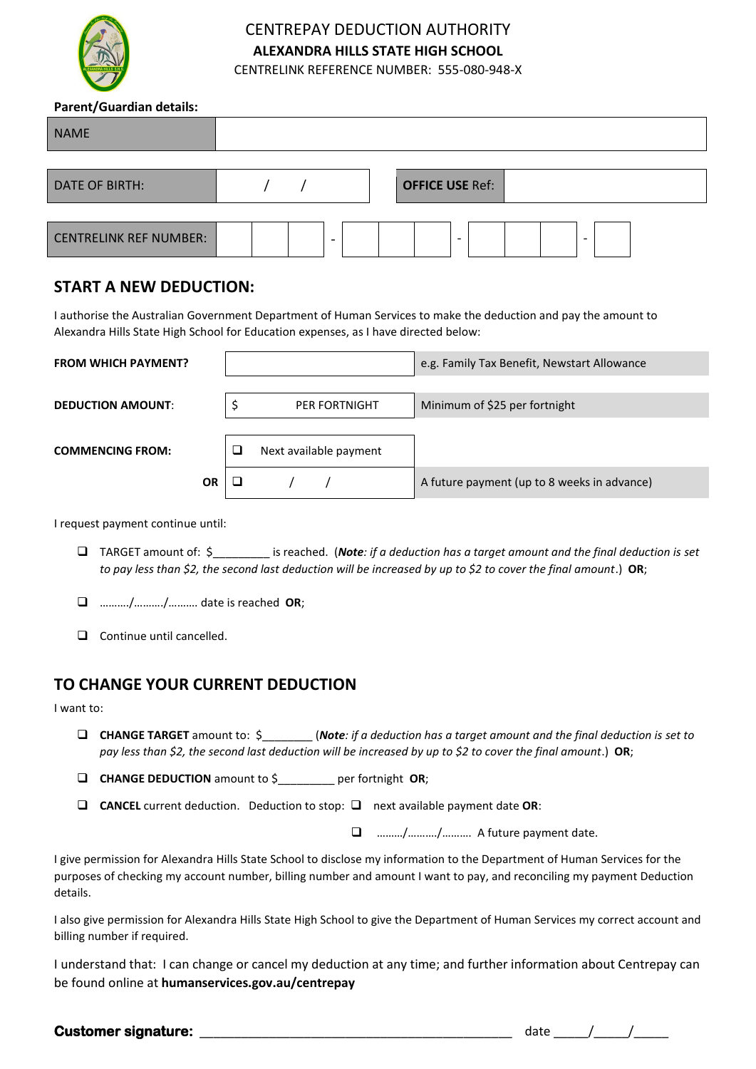# CENTREPAY DEDUCTION AUTHORITY

**ALEXANDRA HILLS STATE HIGH SCHOOL**

CENTRELINK REFERENCE NUMBER: 555-080-948-X

**Parent/Guardian details:**

| NAME | |
|---|---|

| DATE OF BIRTH: | / / | **OFFICE USE** Ref: | |
|---|---|---|---|

| CENTRELINK REF NUMBER: | | | | - | | | | - | | | | - | |
|---|---|---|---|---|---|---|---|---|---|---|---|---|---|

## START A NEW DEDUCTION:

I authorise the Australian Government Department of Human Services to make the deduction and pay the amount to Alexandra Hills State High School for Education expenses, as I have directed below:

| | | |
|---|---|---|
| **FROM WHICH PAYMENT?** | | e.g. Family Tax Benefit, Newstart Allowance |
| **DEDUCTION AMOUNT**: | $ PER FORTNIGHT | Minimum of $25 per fortnight |
| **COMMENCING FROM:** | ❑ Next available payment | |
| **OR** | ❑ / / | A future payment (up to 8 weeks in advance) |

I request payment continue until:

- ❑ TARGET amount of: $_________ is reached. (***Note****: if a deduction has a target amount and the final deduction is set to pay less than $2, the second last deduction will be increased by up to $2 to cover the final amount*.) **OR**;
- ❑ ………./………./………. date is reached **OR**;
- ❑ Continue until cancelled.

## TO CHANGE YOUR CURRENT DEDUCTION

I want to:

- ❑ **CHANGE TARGET** amount to: $________ (***Note****: if a deduction has a target amount and the final deduction is set to pay less than $2, the second last deduction will be increased by up to $2 to cover the final amount*.) **OR**;
- ❑ **CHANGE DEDUCTION** amount to $_________ per fortnight **OR**;
- ❑ **CANCEL** current deduction. Deduction to stop: ❑ next available payment date **OR**:
  - ❑ ………/………./………. A future payment date.

I give permission for Alexandra Hills State School to disclose my information to the Department of Human Services for the purposes of checking my account number, billing number and amount I want to pay, and reconciling my payment Deduction details.

I also give permission for Alexandra Hills State High School to give the Department of Human Services my correct account and billing number if required.

I understand that: I can change or cancel my deduction at any time; and further information about Centrepay can be found online at **humanservices.gov.au/centrepay**

**Customer signature:** ___________________________________________ date _____/_____/_____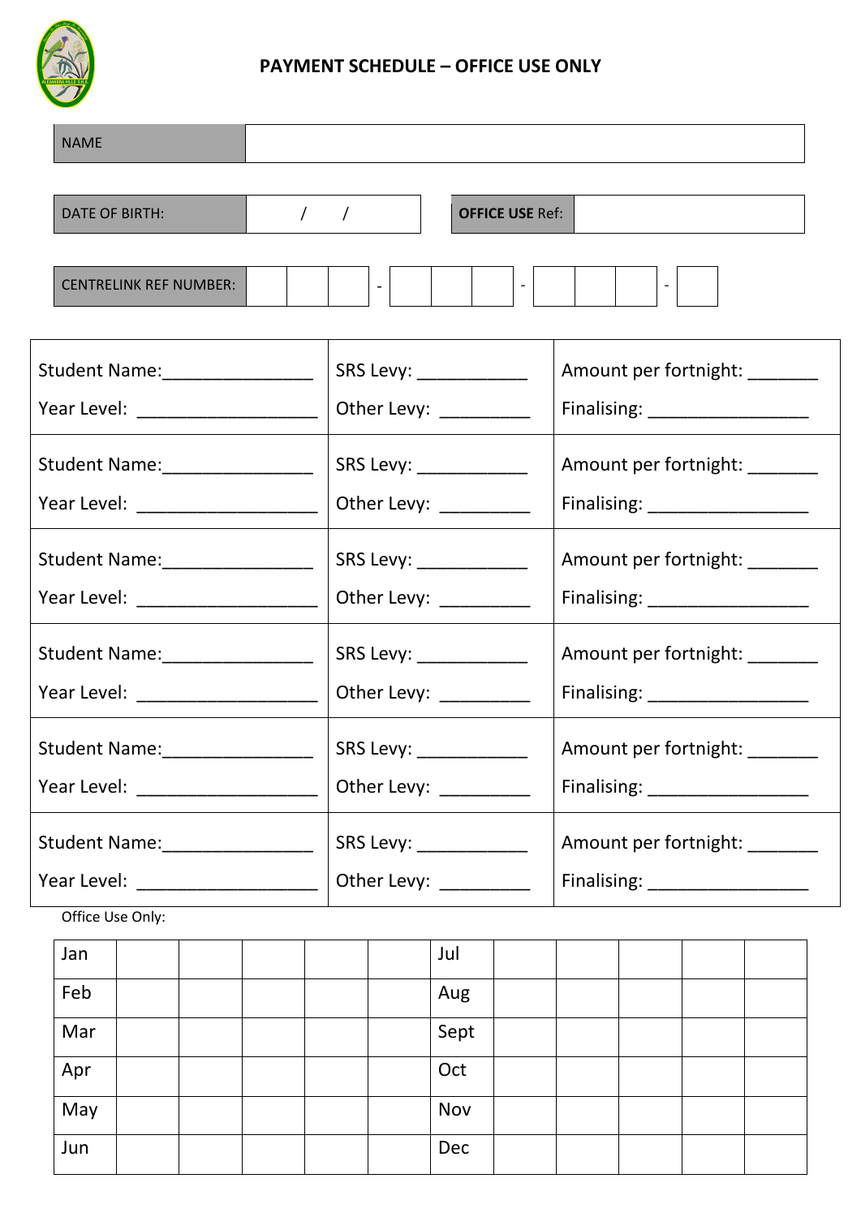# PAYMENT SCHEDULE – OFFICE USE ONLY

| | |
|---|---|
| NAME | |

| | | | |
|---|---|---|---|
| DATE OF BIRTH: | / / | **OFFICE USE** Ref: | |

| | | | | | | | | | | | | | |
|---|---|---|---|---|---|---|---|---|---|---|---|---|---|
| CENTRELINK REF NUMBER: | | | | - | | | | - | | | | - | |

| | | |
|---|---|---|
| Student Name:_______________<br>Year Level: __________________ | SRS Levy: ___________<br>Other Levy: _________ | Amount per fortnight: _______<br>Finalising: ________________ |
| Student Name:_______________<br>Year Level: __________________ | SRS Levy: ___________<br>Other Levy: _________ | Amount per fortnight: _______<br>Finalising: ________________ |
| Student Name:_______________<br>Year Level: __________________ | SRS Levy: ___________<br>Other Levy: _________ | Amount per fortnight: _______<br>Finalising: ________________ |
| Student Name:_______________<br>Year Level: __________________ | SRS Levy: ___________<br>Other Levy: _________ | Amount per fortnight: _______<br>Finalising: ________________ |
| Student Name:_______________<br>Year Level: __________________ | SRS Levy: ___________<br>Other Levy: _________ | Amount per fortnight: _______<br>Finalising: ________________ |
| Student Name:_______________<br>Year Level: __________________ | SRS Levy: ___________<br>Other Levy: _________ | Amount per fortnight: _______<br>Finalising: ________________ |

Office Use Only:

| | | | | | | | | | | | |
|---|---|---|---|---|---|---|---|---|---|---|---|
| Jan | | | | | | Jul | | | | | |
| Feb | | | | | | Aug | | | | | |
| Mar | | | | | | Sept | | | | | |
| Apr | | | | | | Oct | | | | | |
| May | | | | | | Nov | | | | | |
| Jun | | | | | | Dec | | | | | |